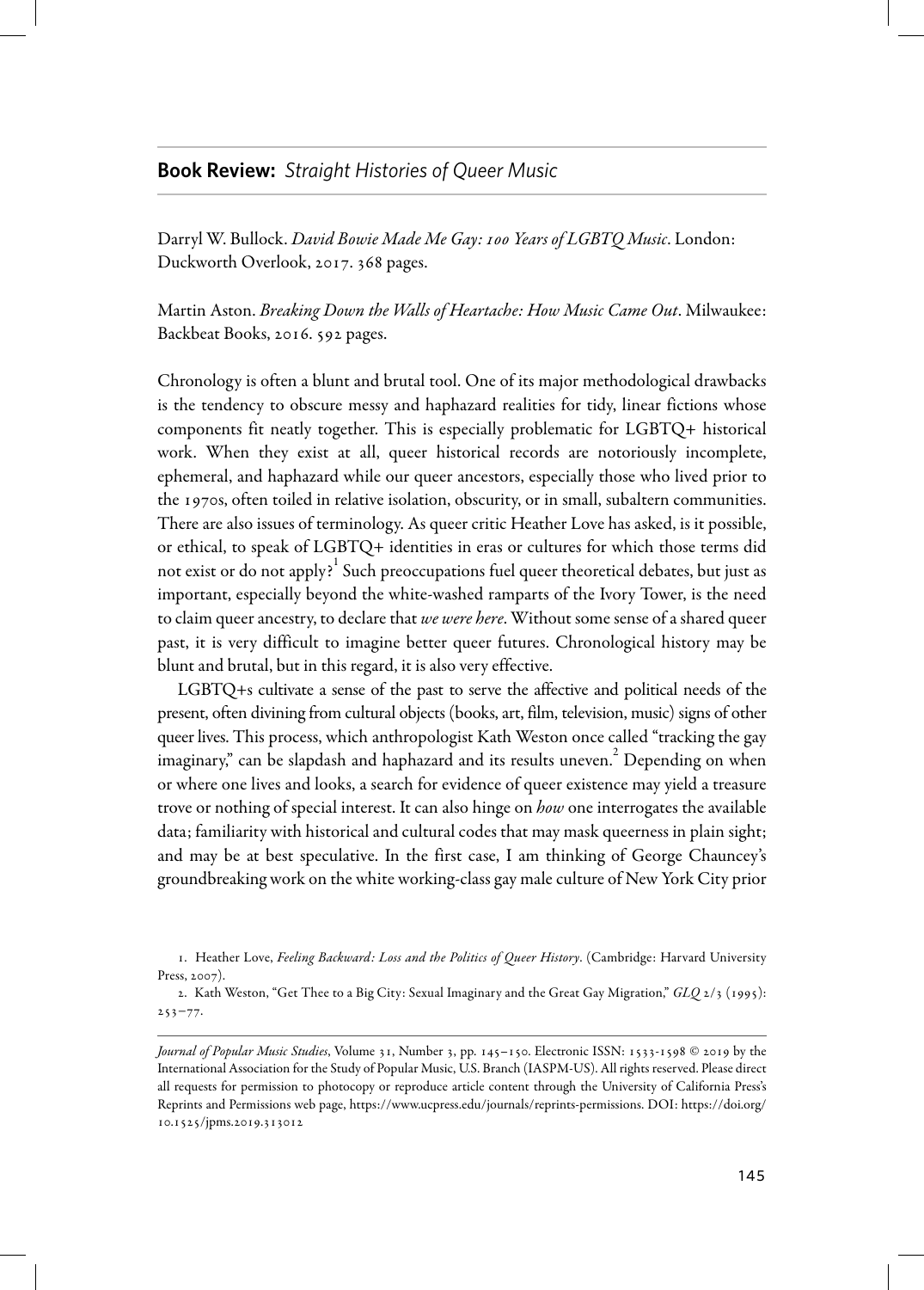## **Book Review:** *Straight Histories of Queer Music*

Darryl W. Bullock. *David Bowie Made Me Gay: 100 Years of LGBTQ Music*. London: Duckworth Overlook, 2017. 368 pages.

Martin Aston. *Breaking Down the Walls of Heartache: How Music Came Out*. Milwaukee: Backbeat Books, 2016. 592 pages.

Chronology is often a blunt and brutal tool. One of its major methodological drawbacks is the tendency to obscure messy and haphazard realities for tidy, linear fictions whose components fit neatly together. This is especially problematic for LGBTQ+ historical work. When they exist at all, queer historical records are notoriously incomplete, ephemeral, and haphazard while our queer ancestors, especially those who lived prior to the 1970s, often toiled in relative isolation, obscurity, or in small, subaltern communities. There are also issues of terminology. As queer critic Heather Love has asked, is it possible, or ethical, to speak of LGBTQ+ identities in eras or cultures for which those terms did not exist or do not apply?[1] Such preoccupations fuel queer theoretical debates, but just as important, especially beyond the white-washed ramparts of the Ivory Tower, is the need to claim queer ancestry, to declare that *we were here*. Without some sense of a shared queer past, it is very difficult to imagine better queer futures. Chronological history may be blunt and brutal, but in this regard, it is also very effective.

LGBTQ+s cultivate a sense of the past to serve the affective and political needs of the present, often divining from cultural objects (books, art, film, television, music) signs of other queer lives. This process, which anthropologist Kath Weston once called "tracking the gay imaginary," can be slapdash and haphazard and its results uneven.[2] Depending on when or where one lives and looks, a search for evidence of queer existence may yield a treasure trove or nothing of special interest. It can also hinge on *how* one interrogates the available data; familiarity with historical and cultural codes that may mask queerness in plain sight; and may be at best speculative. In the first case, I am thinking of George Chauncey's groundbreaking work on the white working-class gay male culture of New York City prior

1. Heather Love, *Feeling Backward: Loss and the Politics of Queer History*. (Cambridge: Harvard University Press, 2007).

2. Kath Weston, "Get Thee to a Big City: Sexual Imaginary and the Great Gay Migration," *GLQ* 2/3 (1995): 253–77.

*Journal of Popular Music Studies*, Volume 31, Number 3, pp. 145–150. Electronic ISSN: 1533-1598 © 2019 by the International Association for the Study of Popular Music, U.S. Branch (IASPM-US). All rights reserved. Please direct all requests for permission to photocopy or reproduce article content through the University of California Press's Reprints and Permissions web page, https://www.ucpress.edu/journals/reprints-permissions. DOI: https://doi.org/10.1525/jpms.2019.313012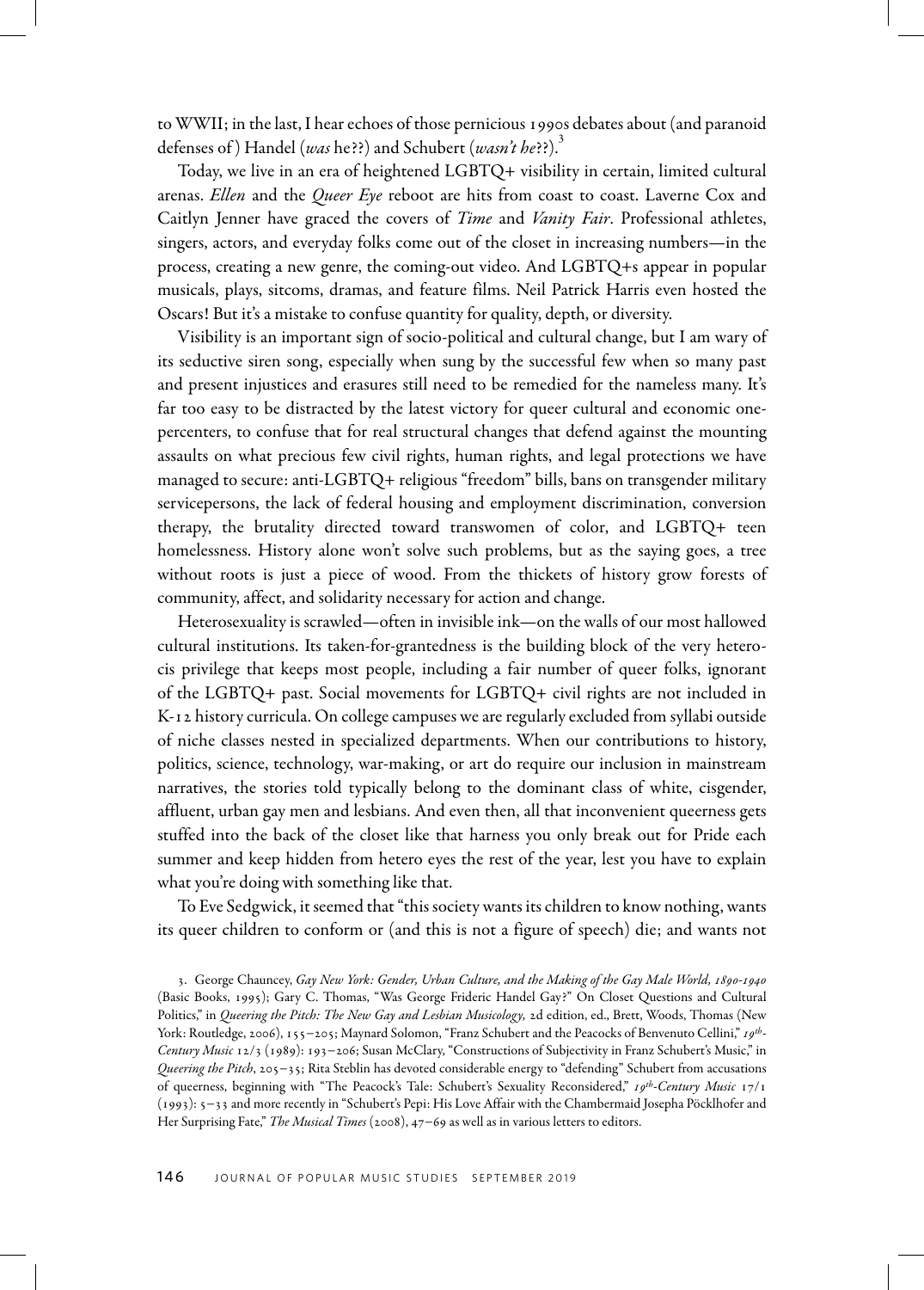to WWII; in the last, I hear echoes of those pernicious 1990s debates about (and paranoid defenses of) Handel (*was* he??) and Schubert (*wasn't he*??).[3]

Today, we live in an era of heightened LGBTQ+ visibility in certain, limited cultural arenas. *Ellen* and the *Queer Eye* reboot are hits from coast to coast. Laverne Cox and Caitlyn Jenner have graced the covers of *Time* and *Vanity Fair*. Professional athletes, singers, actors, and everyday folks come out of the closet in increasing numbers—in the process, creating a new genre, the coming-out video. And LGBTQ+s appear in popular musicals, plays, sitcoms, dramas, and feature films. Neil Patrick Harris even hosted the Oscars! But it's a mistake to confuse quantity for quality, depth, or diversity.

Visibility is an important sign of socio-political and cultural change, but I am wary of its seductive siren song, especially when sung by the successful few when so many past and present injustices and erasures still need to be remedied for the nameless many. It's far too easy to be distracted by the latest victory for queer cultural and economic one-percenters, to confuse that for real structural changes that defend against the mounting assaults on what precious few civil rights, human rights, and legal protections we have managed to secure: anti-LGBTQ+ religious "freedom" bills, bans on transgender military servicepersons, the lack of federal housing and employment discrimination, conversion therapy, the brutality directed toward transwomen of color, and LGBTQ+ teen homelessness. History alone won't solve such problems, but as the saying goes, a tree without roots is just a piece of wood. From the thickets of history grow forests of community, affect, and solidarity necessary for action and change.

Heterosexuality is scrawled—often in invisible ink—on the walls of our most hallowed cultural institutions. Its taken-for-grantedness is the building block of the very hetero-cis privilege that keeps most people, including a fair number of queer folks, ignorant of the LGBTQ+ past. Social movements for LGBTQ+ civil rights are not included in K-12 history curricula. On college campuses we are regularly excluded from syllabi outside of niche classes nested in specialized departments. When our contributions to history, politics, science, technology, war-making, or art do require our inclusion in mainstream narratives, the stories told typically belong to the dominant class of white, cisgender, affluent, urban gay men and lesbians. And even then, all that inconvenient queerness gets stuffed into the back of the closet like that harness you only break out for Pride each summer and keep hidden from hetero eyes the rest of the year, lest you have to explain what you're doing with something like that.

To Eve Sedgwick, it seemed that "this society wants its children to know nothing, wants its queer children to conform or (and this is not a figure of speech) die; and wants not

3. George Chauncey, *Gay New York: Gender, Urban Culture, and the Making of the Gay Male World, 1890-1940* (Basic Books, 1995); Gary C. Thomas, "Was George Frideric Handel Gay?" On Closet Questions and Cultural Politics," in *Queering the Pitch: The New Gay and Lesbian Musicology,* 2d edition, ed., Brett, Woods, Thomas (New York: Routledge, 2006), 155–205; Maynard Solomon, "Franz Schubert and the Peacocks of Benvenuto Cellini," *19th-Century Music* 12/3 (1989): 193–206; Susan McClary, "Constructions of Subjectivity in Franz Schubert's Music," in *Queering the Pitch*, 205–35; Rita Steblin has devoted considerable energy to "defending" Schubert from accusations of queerness, beginning with "The Peacock's Tale: Schubert's Sexuality Reconsidered," *19th-Century Music* 17/1 (1993): 5–33 and more recently in "Schubert's Pepi: His Love Affair with the Chambermaid Josepha Pöcklhofer and Her Surprising Fate," *The Musical Times* (2008), 47–69 as well as in various letters to editors.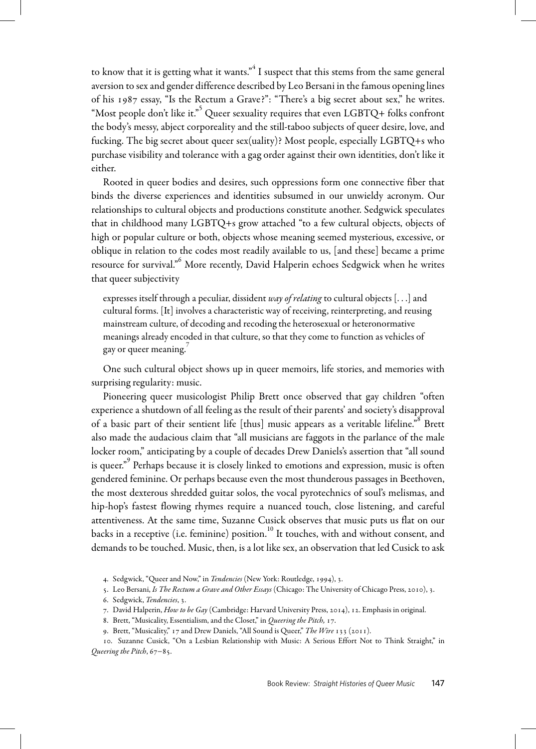to know that it is getting what it wants."[4] I suspect that this stems from the same general aversion to sex and gender difference described by Leo Bersani in the famous opening lines of his 1987 essay, "Is the Rectum a Grave?": "There's a big secret about sex," he writes. "Most people don't like it."[5] Queer sexuality requires that even LGBTQ+ folks confront the body's messy, abject corporeality and the still-taboo subjects of queer desire, love, and fucking. The big secret about queer sex(uality)? Most people, especially LGBTQ+s who purchase visibility and tolerance with a gag order against their own identities, don't like it either.

Rooted in queer bodies and desires, such oppressions form one connective fiber that binds the diverse experiences and identities subsumed in our unwieldy acronym. Our relationships to cultural objects and productions constitute another. Sedgwick speculates that in childhood many LGBTQ+s grow attached "to a few cultural objects, objects of high or popular culture or both, objects whose meaning seemed mysterious, excessive, or oblique in relation to the codes most readily available to us, [and these] became a prime resource for survival."[6] More recently, David Halperin echoes Sedgwick when he writes that queer subjectivity

> expresses itself through a peculiar, dissident *way of relating* to cultural objects [. . .] and cultural forms. [It] involves a characteristic way of receiving, reinterpreting, and reusing mainstream culture, of decoding and recoding the heterosexual or heteronormative meanings already encoded in that culture, so that they come to function as vehicles of gay or queer meaning.[7]

One such cultural object shows up in queer memoirs, life stories, and memories with surprising regularity: music.

Pioneering queer musicologist Philip Brett once observed that gay children "often experience a shutdown of all feeling as the result of their parents' and society's disapproval of a basic part of their sentient life [thus] music appears as a veritable lifeline."[8] Brett also made the audacious claim that "all musicians are faggots in the parlance of the male locker room," anticipating by a couple of decades Drew Daniels's assertion that "all sound is queer."[9] Perhaps because it is closely linked to emotions and expression, music is often gendered feminine. Or perhaps because even the most thunderous passages in Beethoven, the most dexterous shredded guitar solos, the vocal pyrotechnics of soul's melismas, and hip-hop's fastest flowing rhymes require a nuanced touch, close listening, and careful attentiveness. At the same time, Suzanne Cusick observes that music puts us flat on our backs in a receptive (i.e. feminine) position.[10] It touches, with and without consent, and demands to be touched. Music, then, is a lot like sex, an observation that led Cusick to ask

4. Sedgwick, "Queer and Now," in *Tendencies* (New York: Routledge, 1994), 3.

5. Leo Bersani, *Is The Rectum a Grave and Other Essays* (Chicago: The University of Chicago Press, 2010), 3.

6. Sedgwick, *Tendencies*, 3.

7. David Halperin, *How to be Gay* (Cambridge: Harvard University Press, 2014), 12. Emphasis in original.

8. Brett, "Musicality, Essentialism, and the Closet," in *Queering the Pitch,* 17.

9. Brett, "Musicality," 17 and Drew Daniels, "All Sound is Queer," *The Wire* 133 (2011).

10. Suzanne Cusick, "On a Lesbian Relationship with Music: A Serious Effort Not to Think Straight," in *Queering the Pitch*, 67–85.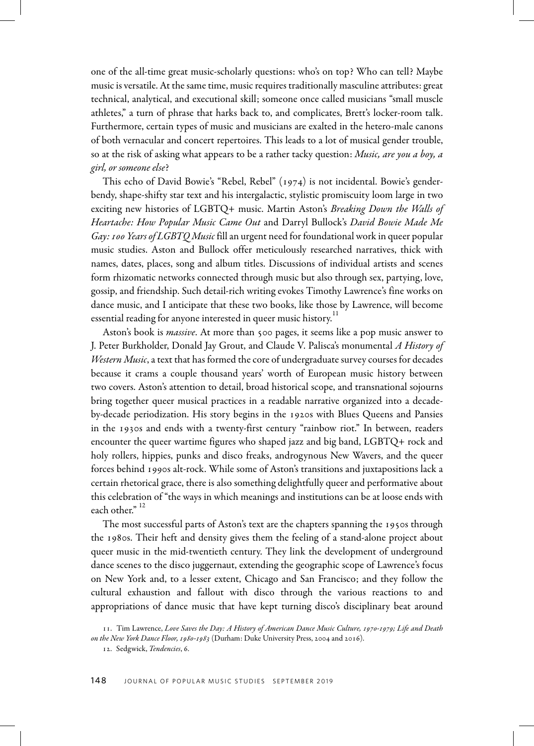one of the all-time great music-scholarly questions: who's on top? Who can tell? Maybe music is versatile. At the same time, music requires traditionally masculine attributes: great technical, analytical, and executional skill; someone once called musicians "small muscle athletes," a turn of phrase that harks back to, and complicates, Brett's locker-room talk. Furthermore, certain types of music and musicians are exalted in the hetero-male canons of both vernacular and concert repertoires. This leads to a lot of musical gender trouble, so at the risk of asking what appears to be a rather tacky question: *Music, are you a boy, a girl, or someone else*?

This echo of David Bowie's "Rebel, Rebel" (1974) is not incidental. Bowie's gender-bendy, shape-shifty star text and his intergalactic, stylistic promiscuity loom large in two exciting new histories of LGBTQ+ music. Martin Aston's *Breaking Down the Walls of Heartache: How Popular Music Came Out* and Darryl Bullock's *David Bowie Made Me Gay: 100 Years of LGBTQ Music* fill an urgent need for foundational work in queer popular music studies. Aston and Bullock offer meticulously researched narratives, thick with names, dates, places, song and album titles. Discussions of individual artists and scenes form rhizomatic networks connected through music but also through sex, partying, love, gossip, and friendship. Such detail-rich writing evokes Timothy Lawrence's fine works on dance music, and I anticipate that these two books, like those by Lawrence, will become essential reading for anyone interested in queer music history.[11]

Aston's book is *massive*. At more than 500 pages, it seems like a pop music answer to J. Peter Burkholder, Donald Jay Grout, and Claude V. Palisca's monumental *A History of Western Music*, a text that has formed the core of undergraduate survey courses for decades because it crams a couple thousand years' worth of European music history between two covers. Aston's attention to detail, broad historical scope, and transnational sojourns bring together queer musical practices in a readable narrative organized into a decade-by-decade periodization. His story begins in the 1920s with Blues Queens and Pansies in the 1930s and ends with a twenty-first century "rainbow riot." In between, readers encounter the queer wartime figures who shaped jazz and big band, LGBTQ+ rock and holy rollers, hippies, punks and disco freaks, androgynous New Wavers, and the queer forces behind 1990s alt-rock. While some of Aston's transitions and juxtapositions lack a certain rhetorical grace, there is also something delightfully queer and performative about this celebration of "the ways in which meanings and institutions can be at loose ends with each other."[12]

The most successful parts of Aston's text are the chapters spanning the 1950s through the 1980s. Their heft and density gives them the feeling of a stand-alone project about queer music in the mid-twentieth century. They link the development of underground dance scenes to the disco juggernaut, extending the geographic scope of Lawrence's focus on New York and, to a lesser extent, Chicago and San Francisco; and they follow the cultural exhaustion and fallout with disco through the various reactions to and appropriations of dance music that have kept turning disco's disciplinary beat around

11. Tim Lawrence, *Love Saves the Day: A History of American Dance Music Culture, 1970-1979; Life and Death on the New York Dance Floor, 1980-1983* (Durham: Duke University Press, 2004 and 2016).

12. Sedgwick, *Tendencies*, 6.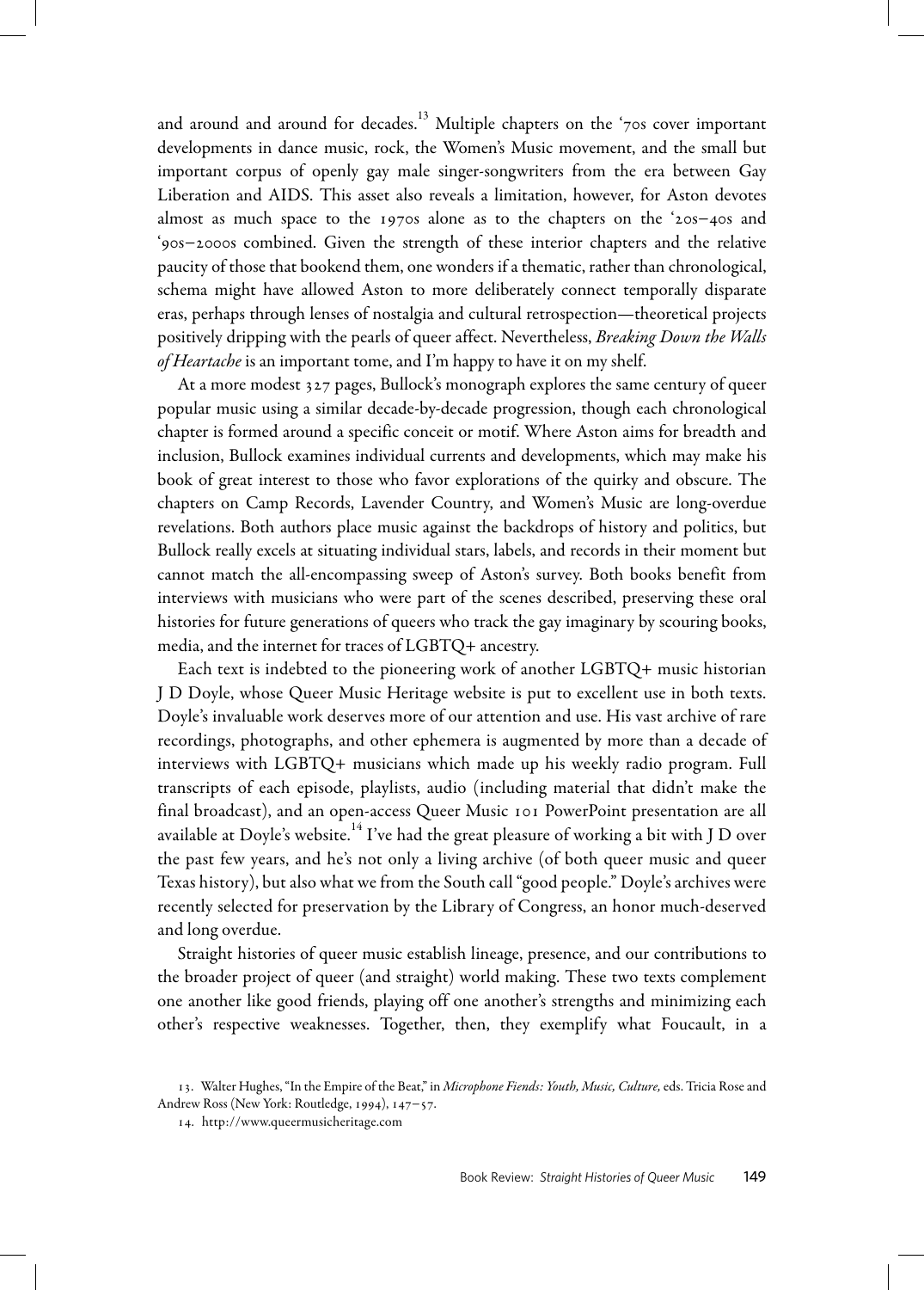and around and around for decades.[13] Multiple chapters on the '70s cover important developments in dance music, rock, the Women's Music movement, and the small but important corpus of openly gay male singer-songwriters from the era between Gay Liberation and AIDS. This asset also reveals a limitation, however, for Aston devotes almost as much space to the 1970s alone as to the chapters on the '20s–40s and '90s–2000s combined. Given the strength of these interior chapters and the relative paucity of those that bookend them, one wonders if a thematic, rather than chronological, schema might have allowed Aston to more deliberately connect temporally disparate eras, perhaps through lenses of nostalgia and cultural retrospection—theoretical projects positively dripping with the pearls of queer affect. Nevertheless, *Breaking Down the Walls of Heartache* is an important tome, and I'm happy to have it on my shelf.

At a more modest 327 pages, Bullock's monograph explores the same century of queer popular music using a similar decade-by-decade progression, though each chronological chapter is formed around a specific conceit or motif. Where Aston aims for breadth and inclusion, Bullock examines individual currents and developments, which may make his book of great interest to those who favor explorations of the quirky and obscure. The chapters on Camp Records, Lavender Country, and Women's Music are long-overdue revelations. Both authors place music against the backdrops of history and politics, but Bullock really excels at situating individual stars, labels, and records in their moment but cannot match the all-encompassing sweep of Aston's survey. Both books benefit from interviews with musicians who were part of the scenes described, preserving these oral histories for future generations of queers who track the gay imaginary by scouring books, media, and the internet for traces of LGBTQ+ ancestry.

Each text is indebted to the pioneering work of another LGBTQ+ music historian J D Doyle, whose Queer Music Heritage website is put to excellent use in both texts. Doyle's invaluable work deserves more of our attention and use. His vast archive of rare recordings, photographs, and other ephemera is augmented by more than a decade of interviews with LGBTQ+ musicians which made up his weekly radio program. Full transcripts of each episode, playlists, audio (including material that didn't make the final broadcast), and an open-access Queer Music 101 PowerPoint presentation are all available at Doyle's website.[14] I've had the great pleasure of working a bit with J D over the past few years, and he's not only a living archive (of both queer music and queer Texas history), but also what we from the South call "good people." Doyle's archives were recently selected for preservation by the Library of Congress, an honor much-deserved and long overdue.

Straight histories of queer music establish lineage, presence, and our contributions to the broader project of queer (and straight) world making. These two texts complement one another like good friends, playing off one another's strengths and minimizing each other's respective weaknesses. Together, then, they exemplify what Foucault, in a

13. Walter Hughes, "In the Empire of the Beat," in *Microphone Fiends: Youth, Music, Culture,* eds. Tricia Rose and Andrew Ross (New York: Routledge, 1994), 147–57.

14. http://www.queermusicheritage.com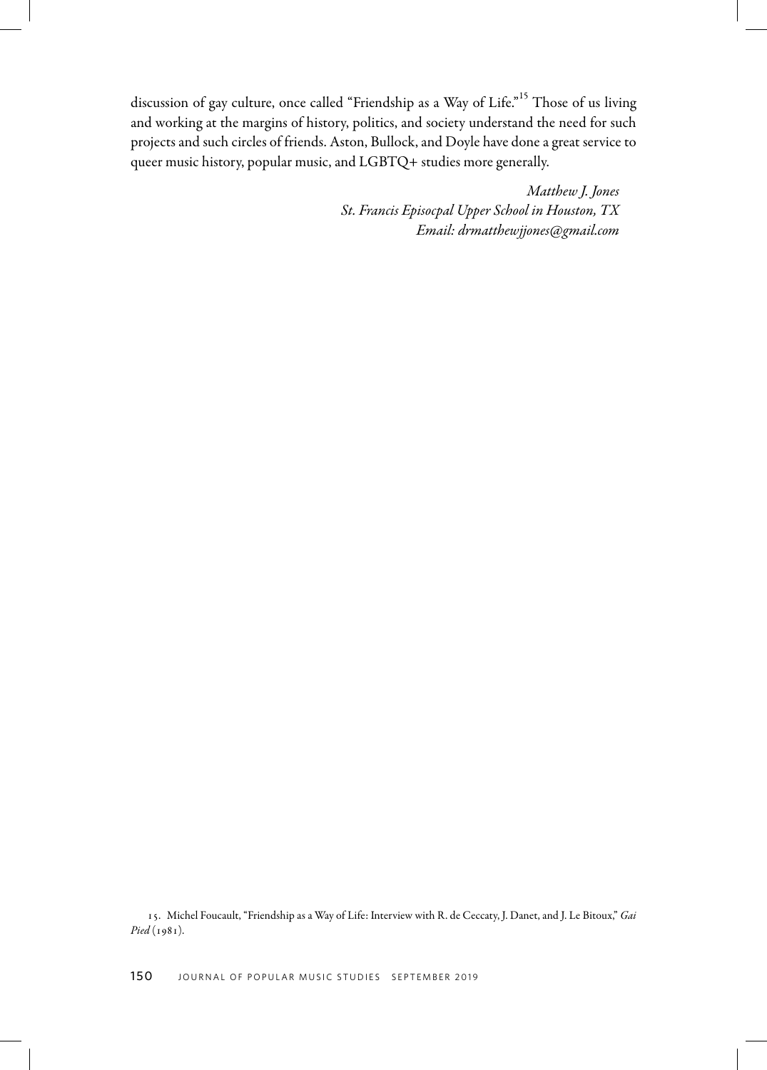discussion of gay culture, once called "Friendship as a Way of Life."[15] Those of us living and working at the margins of history, politics, and society understand the need for such projects and such circles of friends. Aston, Bullock, and Doyle have done a great service to queer music history, popular music, and LGBTQ+ studies more generally.

*Matthew J. Jones*
*St. Francis Episocpal Upper School in Houston, TX*
*Email: drmatthewjjones@gmail.com*

15. Michel Foucault, "Friendship as a Way of Life: Interview with R. de Ceccaty, J. Danet, and J. Le Bitoux," *Gai Pied* (1981).